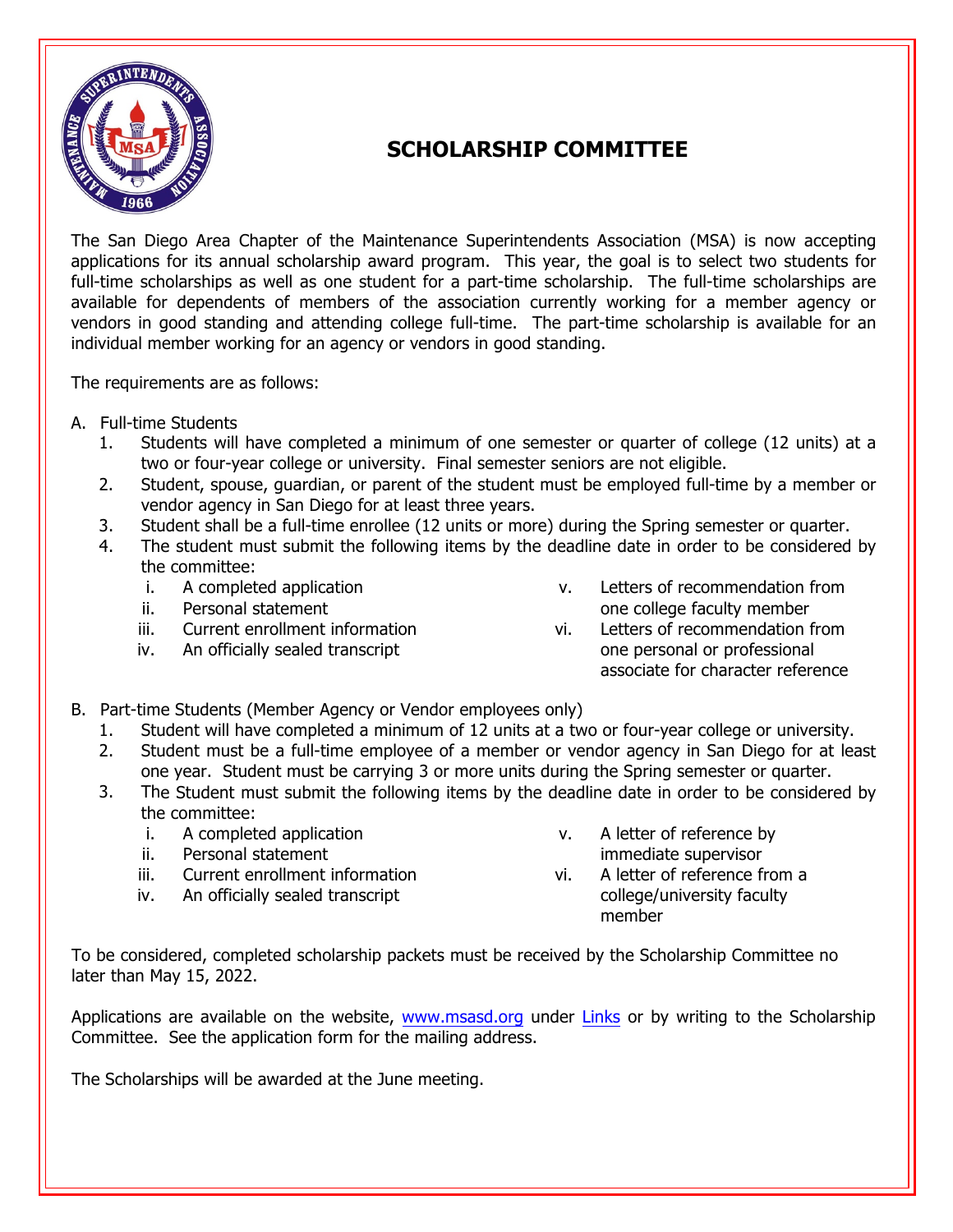# SCHOLARSHIP COMMITTEE

The San Diego Area Chapter of the Maintenance Superintendents Association (MSA) is now accepting applications for its annual scholarship award program. This year, the goal is to select two students for full-time scholarships as well as one student for a part-time scholarship. The full-time scholarships are available for dependents of members of the association currently working for a member agency or vendors in good standing and attending college full-time. The part-time scholarship is available for an individual member working for an agency or vendors in good standing.

The requirements are as follows:

A. Full-time Students
   1. Students will have completed a minimum of one semester or quarter of college (12 units) at a two or four-year college or university. Final semester seniors are not eligible.
   2. Student, spouse, guardian, or parent of the student must be employed full-time by a member or vendor agency in San Diego for at least three years.
   3. Student shall be a full-time enrollee (12 units or more) during the Spring semester or quarter.
   4. The student must submit the following items by the deadline date in order to be considered by the committee:
      i. A completed application
      ii. Personal statement
      iii. Current enrollment information
      iv. An officially sealed transcript
      v. Letters of recommendation from one college faculty member
      vi. Letters of recommendation from one personal or professional associate for character reference

B. Part-time Students (Member Agency or Vendor employees only)
   1. Student will have completed a minimum of 12 units at a two or four-year college or university.
   2. Student must be a full-time employee of a member or vendor agency in San Diego for at least one year. Student must be carrying 3 or more units during the Spring semester or quarter.
   3. The Student must submit the following items by the deadline date in order to be considered by the committee:
      i. A completed application
      ii. Personal statement
      iii. Current enrollment information
      iv. An officially sealed transcript
      v. A letter of reference by immediate supervisor
      vi. A letter of reference from a college/university faculty member

To be considered, completed scholarship packets must be received by the Scholarship Committee no later than May 15, 2022.

Applications are available on the website, www.msasd.org under Links or by writing to the Scholarship Committee. See the application form for the mailing address.

The Scholarships will be awarded at the June meeting.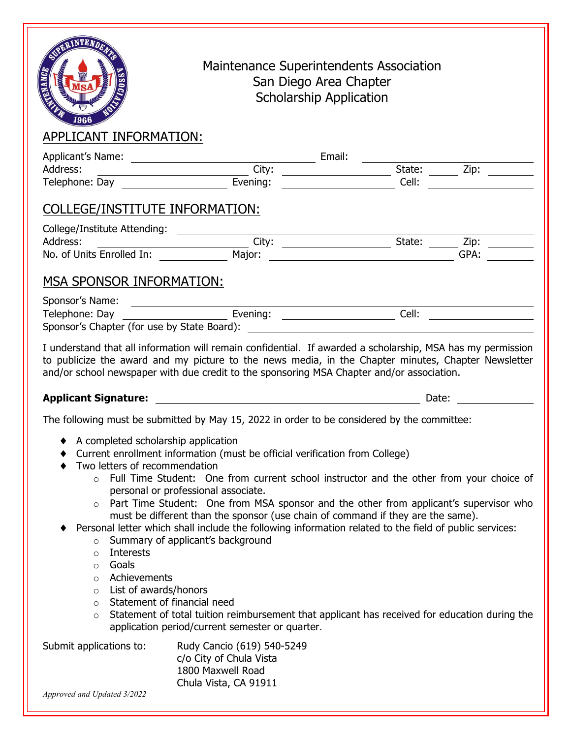# Maintenance Superintendents Association
## San Diego Area Chapter
## Scholarship Application

## APPLICANT INFORMATION:

Applicant's Name: ______________________ Email: ______________________

Address: ______________________ City: ______________________ State: ______ Zip: ________

Telephone: Day ______________________ Evening: ______________________ Cell: ______________________

## COLLEGE/INSTITUTE INFORMATION:

College/Institute Attending: ______________________

Address: ______________________ City: ______________________ State: ______ Zip: ________

No. of Units Enrolled In: __________ Major: ______________________ GPA: ________

## MSA SPONSOR INFORMATION:

Sponsor's Name: ______________________

Telephone: Day ______________________ Evening: ______________________ Cell: ______________________

Sponsor's Chapter (for use by State Board): ______________________

I understand that all information will remain confidential. If awarded a scholarship, MSA has my permission to publicize the award and my picture to the news media, in the Chapter minutes, Chapter Newsletter and/or school newspaper with due credit to the sponsoring MSA Chapter and/or association.

**Applicant Signature:** ______________________ Date: __________

The following must be submitted by May 15, 2022 in order to be considered by the committee:

- A completed scholarship application
- Current enrollment information (must be official verification from College)
- Two letters of recommendation
  - Full Time Student: One from current school instructor and the other from your choice of personal or professional associate.
  - Part Time Student: One from MSA sponsor and the other from applicant's supervisor who must be different than the sponsor (use chain of command if they are the same).
- Personal letter which shall include the following information related to the field of public services:
  - Summary of applicant's background
  - Interests
  - Goals
  - Achievements
  - List of awards/honors
  - Statement of financial need
  - Statement of total tuition reimbursement that applicant has received for education during the application period/current semester or quarter.

Submit applications to:

Rudy Cancio (619) 540-5249
c/o City of Chula Vista
1800 Maxwell Road
Chula Vista, CA 91911

*Approved and Updated 3/2022*